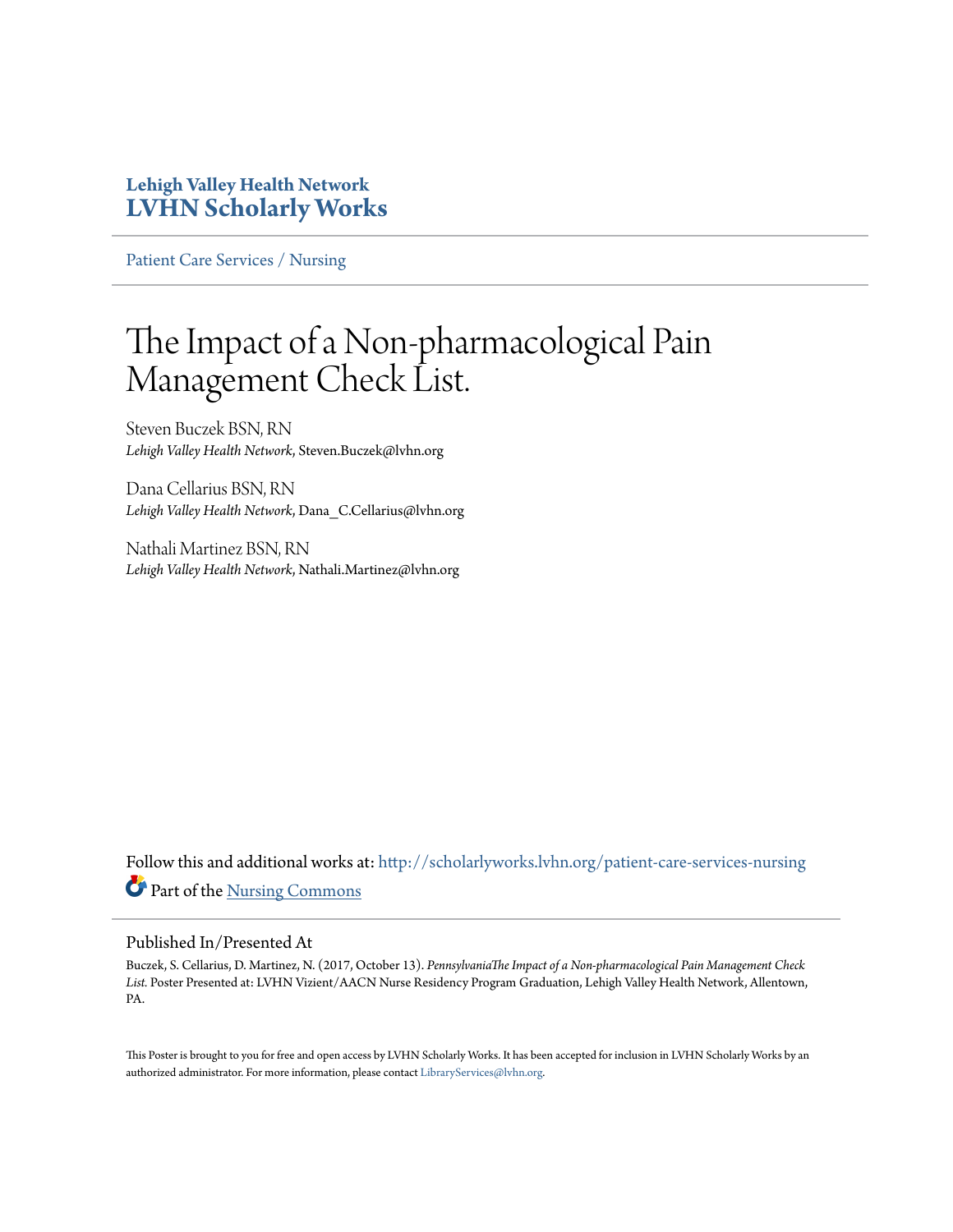**Lehigh Valley Health Network**
**LVHN Scholarly Works**

Patient Care Services / Nursing

# The Impact of a Non-pharmacological Pain Management Check List.

Steven Buczek BSN, RN
*Lehigh Valley Health Network*, Steven.Buczek@lvhn.org

Dana Cellarius BSN, RN
*Lehigh Valley Health Network*, Dana_C.Cellarius@lvhn.org

Nathali Martinez BSN, RN
*Lehigh Valley Health Network*, Nathali.Martinez@lvhn.org

Follow this and additional works at: http://scholarlyworks.lvhn.org/patient-care-services-nursing

Part of the Nursing Commons

## Published In/Presented At

Buczek, S. Cellarius, D. Martinez, N. (2017, October 13). *PennsylvaniaThe Impact of a Non-pharmacological Pain Management Check List.* Poster Presented at: LVHN Vizient/AACN Nurse Residency Program Graduation, Lehigh Valley Health Network, Allentown, PA.

This Poster is brought to you for free and open access by LVHN Scholarly Works. It has been accepted for inclusion in LVHN Scholarly Works by an authorized administrator. For more information, please contact LibraryServices@lvhn.org.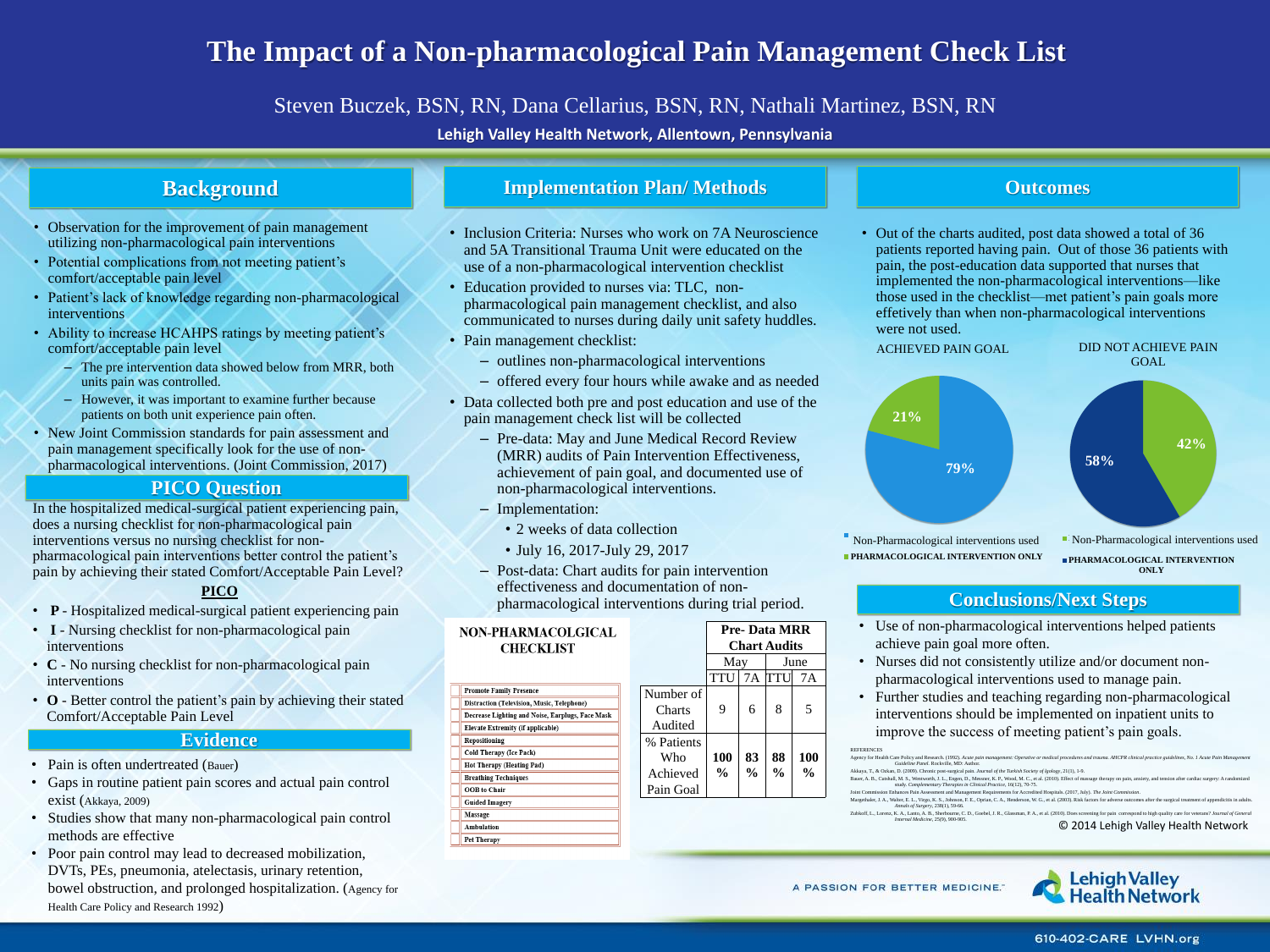# The Impact of a Non-pharmacological Pain Management Check List

Steven Buczek, BSN, RN, Dana Cellarius, BSN, RN, Nathali Martinez, BSN, RN

**Lehigh Valley Health Network, Allentown, Pennsylvania**

## Background

- Observation for the improvement of pain management utilizing non-pharmacological pain interventions
- Potential complications from not meeting patient's comfort/acceptable pain level
- Patient's lack of knowledge regarding non-pharmacological interventions
- Ability to increase HCAHPS ratings by meeting patient's comfort/acceptable pain level
  - The pre intervention data showed below from MRR, both units pain was controlled.
  - However, it was important to examine further because patients on both unit experience pain often.
- New Joint Commission standards for pain assessment and pain management specifically look for the use of non-pharmacological interventions. (Joint Commission, 2017)

## PICO Question

In the hospitalized medical-surgical patient experiencing pain, does a nursing checklist for non-pharmacological pain interventions versus no nursing checklist for non-pharmacological pain interventions better control the patient's pain by achieving their stated Comfort/Acceptable Pain Level?

**PICO**

- **P** - Hospitalized medical-surgical patient experiencing pain
- **I** - Nursing checklist for non-pharmacological pain interventions
- **C** - No nursing checklist for non-pharmacological pain interventions
- **O** - Better control the patient's pain by achieving their stated Comfort/Acceptable Pain Level

## Evidence

- Pain is often undertreated (Bauer)
- Gaps in routine patient pain scores and actual pain control exist (Akkaya, 2009)
- Studies show that many non-pharmacological pain control methods are effective
- Poor pain control may lead to decreased mobilization, DVTs, PEs, pneumonia, atelectasis, urinary retention, bowel obstruction, and prolonged hospitalization. (Agency for Health Care Policy and Research 1992)

## Implementation Plan/ Methods

- Inclusion Criteria: Nurses who work on 7A Neuroscience and 5A Transitional Trauma Unit were educated on the use of a non-pharmacological intervention checklist
- Education provided to nurses via: TLC, non-pharmacological pain management checklist, and also communicated to nurses during daily unit safety huddles.
- Pain management checklist:
  - outlines non-pharmacological interventions
  - offered every four hours while awake and as needed
- Data collected both pre and post education and use of the pain management check list will be collected
  - Pre-data: May and June Medical Record Review (MRR) audits of Pain Intervention Effectiveness, achievement of pain goal, and documented use of non-pharmacological interventions.
  - Implementation:
    - 2 weeks of data collection
    - July 16, 2017-July 29, 2017
  - Post-data: Chart audits for pain intervention effectiveness and documentation of non-pharmacological interventions during trial period.

**NON-PHARMACOLGICAL CHECKLIST**

| |
|---|
| Promote Family Presence |
| Distraction (Television, Music, Telephone) |
| Decrease Lighting and Noise, Earplugs, Face Mask |
| Elevate Extremity (if applicable) |
| Repositioning |
| Cold Therapy (Ice Pack) |
| Hot Therapy (Heating Pad) |
| Breathing Techniques |
| OOB to Chair |
| Guided Imagery |
| Massage |
| Ambulation |
| Pet Therapy |

| | Pre- Data MRR Chart Audits | | | |
|---|---|---|---|---|
| | May | | June | |
| | TTU | 7A | TTU | 7A |
| Number of Charts Audited | 9 | 6 | 8 | 5 |
| % Patients Who Achieved Pain Goal | 100 % | 83 % | 88 % | 100 % |

## Outcomes

- Out of the charts audited, post data showed a total of 36 patients reported having pain. Out of those 36 patients with pain, the post-education data supported that nurses that implemented the non-pharmacological interventions—like those used in the checklist—met patient's pain goals more effetively than when non-pharmacological interventions were not used.

ACHIEVED PAIN GOAL

21%
79%

Non-Pharmacological interventions used
PHARMACOLOGICAL INTERVENTION ONLY

DID NOT ACHIEVE PAIN GOAL

58%
42%

Non-Pharmacological interventions used
PHARMACOLOGICAL INTERVENTION ONLY

## Conclusions/Next Steps

- Use of non-pharmacological interventions helped patients achieve pain goal more often.
- Nurses did not consistently utilize and/or document non-pharmacological interventions used to manage pain.
- Further studies and teaching regarding non-pharmacological interventions should be implemented on inpatient units to improve the success of meeting patient's pain goals.

REFERENCES

Agency for Health Care Policy and Research. (1992). *Acute pain management: Operative or medical procedures and trauma. AHCPR clinical practice guidelines, No. 1 Acute Pain Management Guideline Panel.* Rockville, MD: Author.

Akkaya, T., & Ozkan, D. (2009). Chronic post-surgical pain. *Journal of the Turkish Society of Algology*, 21(1), 1-9.

Bauer, A. B., Cutshall, M. S., Wentworth, J. L., Engen, D., Messner, K. P., Wood, M. C., et al. (2010). Effect of massage therapy on pain, anxiety, and tension after cardiac surgery: A randomized study. *Complementary Therapies in Clinical Practice*, 16(12), 70-75.

Joint Commission Enhances Pain Assessment and Management Requirements for Accredited Hospitals. (2017, July). *The Joint Commission.*

Margenthaler, J. A., Walter, E. L., Virgo, K. S., Johnson, F. E., Oprian, C. A., Henderson, W. G., et al. (2003). Risk factors for adverse outcomes after the surgical treatment of appendicitis in adults. *Annals of Surgery*, 238(1), 59-66.

Zubkoff, L., Lorenz, K. A., Lanto, A. B., Sherbourne, C. D., Goebel, J. R., Glassman, P. A., et al. (2010). Does screening for pain correspond to high quality care for veterans? *Journal of General Internal Medicine*, 25(9), 900-905.

© 2014 Lehigh Valley Health Network

A PASSION FOR BETTER MEDICINE.

Lehigh Valley Health Network

610-402-CARE LVHN.org